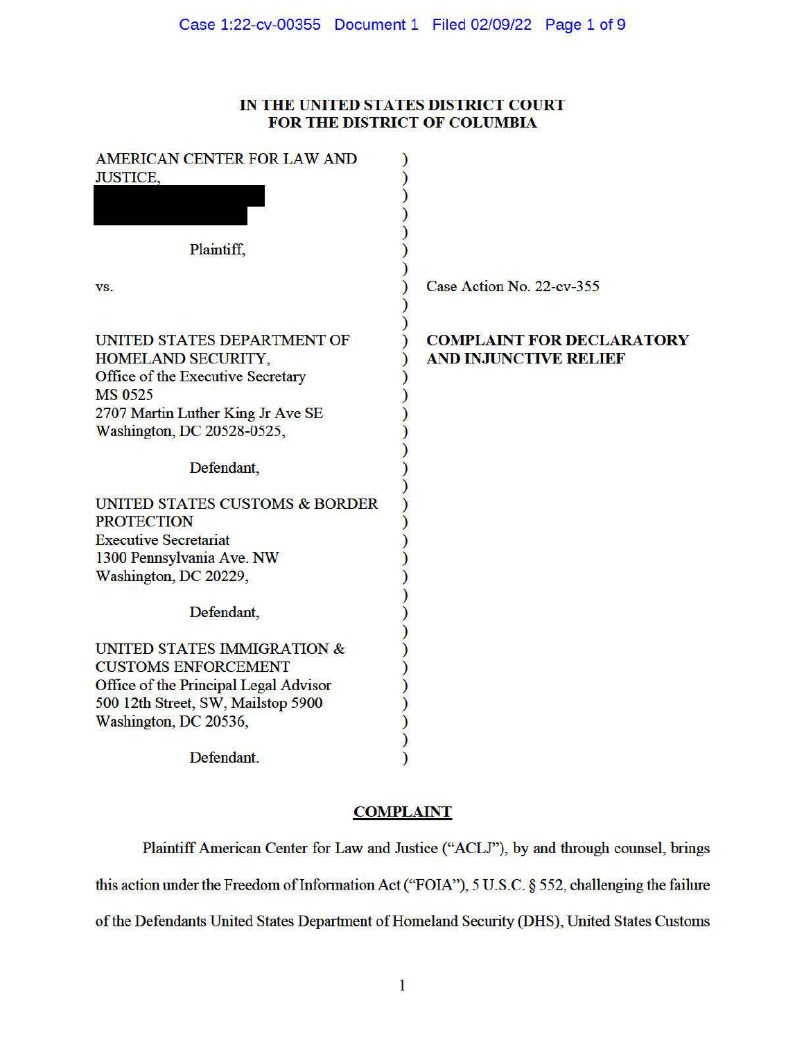**IN THE UNITED STATES DISTRICT COURT
FOR THE DISTRICT OF COLUMBIA**

AMERICAN CENTER FOR LAW AND JUSTICE,

Plaintiff,

vs.

UNITED STATES DEPARTMENT OF HOMELAND SECURITY,
Office of the Executive Secretary
MS 0525
2707 Martin Luther King Jr Ave SE
Washington, DC 20528-0525,

Defendant,

UNITED STATES CUSTOMS & BORDER PROTECTION
Executive Secretariat
1300 Pennsylvania Ave. NW
Washington, DC 20229,

Defendant,

UNITED STATES IMMIGRATION & CUSTOMS ENFORCEMENT
Office of the Principal Legal Advisor
500 12th Street, SW, Mailstop 5900
Washington, DC 20536,

Defendant.

Case Action No. 22-cv-355

**COMPLAINT FOR DECLARATORY AND INJUNCTIVE RELIEF**

## COMPLAINT

Plaintiff American Center for Law and Justice ("ACLJ"), by and through counsel, brings this action under the Freedom of Information Act ("FOIA"), 5 U.S.C. § 552, challenging the failure of the Defendants United States Department of Homeland Security (DHS), United States Customs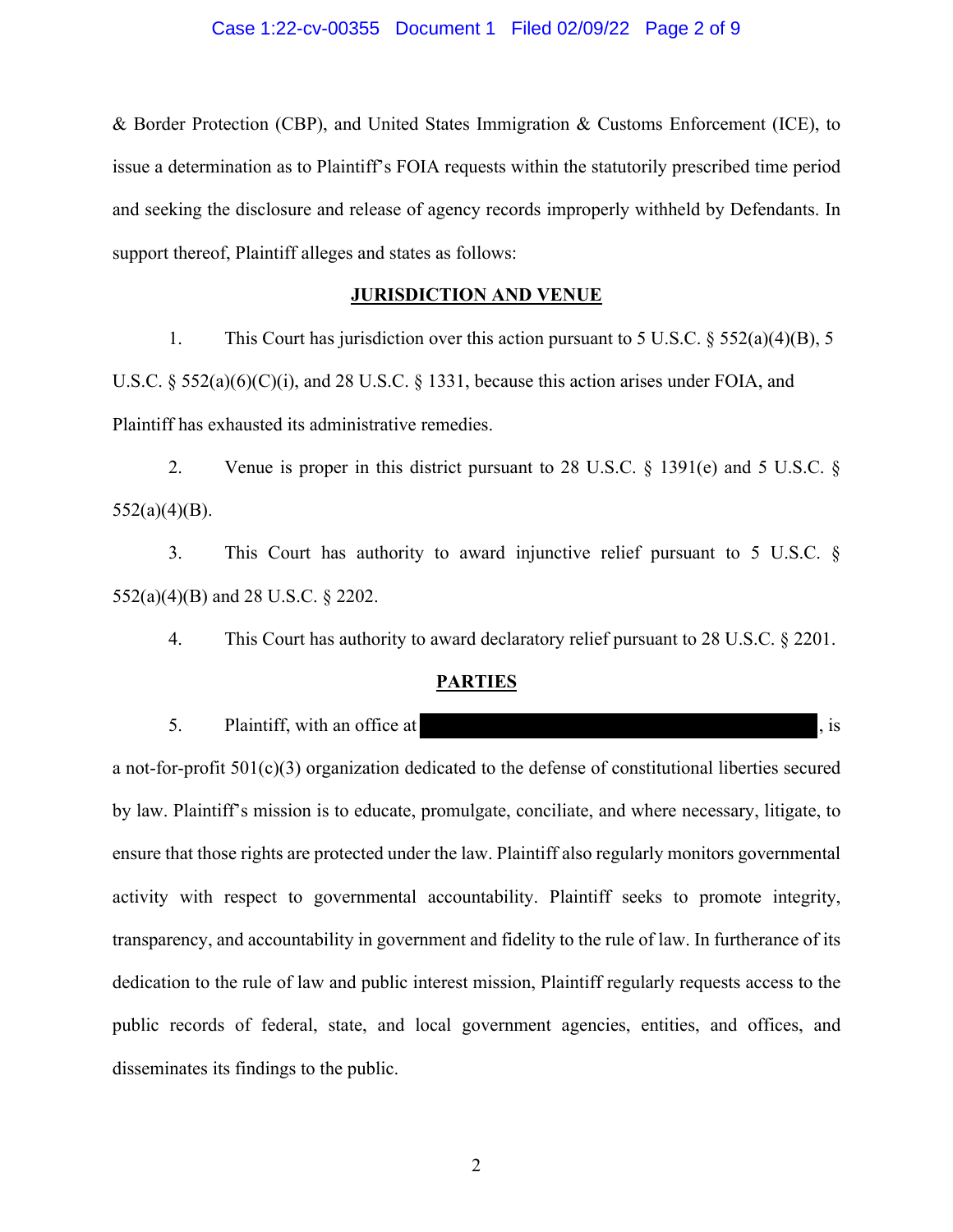& Border Protection (CBP), and United States Immigration & Customs Enforcement (ICE), to issue a determination as to Plaintiff's FOIA requests within the statutorily prescribed time period and seeking the disclosure and release of agency records improperly withheld by Defendants. In support thereof, Plaintiff alleges and states as follows:

## JURISDICTION AND VENUE

1. This Court has jurisdiction over this action pursuant to 5 U.S.C. § 552(a)(4)(B), 5 U.S.C. § 552(a)(6)(C)(i), and 28 U.S.C. § 1331, because this action arises under FOIA, and Plaintiff has exhausted its administrative remedies.

2. Venue is proper in this district pursuant to 28 U.S.C. § 1391(e) and 5 U.S.C. § 552(a)(4)(B).

3. This Court has authority to award injunctive relief pursuant to 5 U.S.C. § 552(a)(4)(B) and 28 U.S.C. § 2202.

4. This Court has authority to award declaratory relief pursuant to 28 U.S.C. § 2201.

## PARTIES

5. Plaintiff, with an office at [REDACTED], is a not-for-profit 501(c)(3) organization dedicated to the defense of constitutional liberties secured by law. Plaintiff's mission is to educate, promulgate, conciliate, and where necessary, litigate, to ensure that those rights are protected under the law. Plaintiff also regularly monitors governmental activity with respect to governmental accountability. Plaintiff seeks to promote integrity, transparency, and accountability in government and fidelity to the rule of law. In furtherance of its dedication to the rule of law and public interest mission, Plaintiff regularly requests access to the public records of federal, state, and local government agencies, entities, and offices, and disseminates its findings to the public.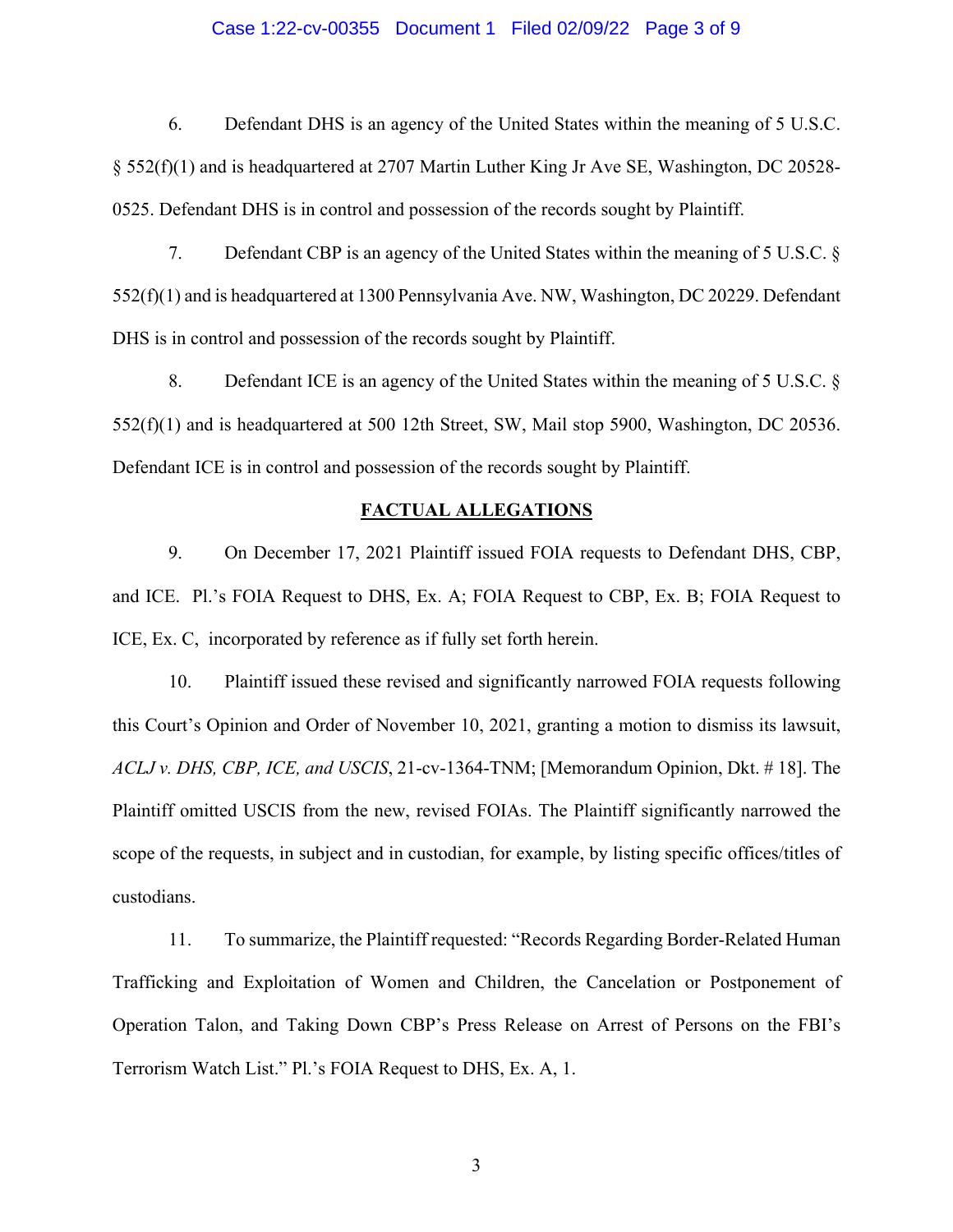6. Defendant DHS is an agency of the United States within the meaning of 5 U.S.C. § 552(f)(1) and is headquartered at 2707 Martin Luther King Jr Ave SE, Washington, DC 20528-0525. Defendant DHS is in control and possession of the records sought by Plaintiff.

7. Defendant CBP is an agency of the United States within the meaning of 5 U.S.C. § 552(f)(1) and is headquartered at 1300 Pennsylvania Ave. NW, Washington, DC 20229. Defendant DHS is in control and possession of the records sought by Plaintiff.

8. Defendant ICE is an agency of the United States within the meaning of 5 U.S.C. § 552(f)(1) and is headquartered at 500 12th Street, SW, Mail stop 5900, Washington, DC 20536. Defendant ICE is in control and possession of the records sought by Plaintiff.

## FACTUAL ALLEGATIONS

9. On December 17, 2021 Plaintiff issued FOIA requests to Defendant DHS, CBP, and ICE. Pl.'s FOIA Request to DHS, Ex. A; FOIA Request to CBP, Ex. B; FOIA Request to ICE, Ex. C, incorporated by reference as if fully set forth herein.

10. Plaintiff issued these revised and significantly narrowed FOIA requests following this Court's Opinion and Order of November 10, 2021, granting a motion to dismiss its lawsuit, *ACLJ v. DHS, CBP, ICE, and USCIS*, 21-cv-1364-TNM; [Memorandum Opinion, Dkt. # 18]. The Plaintiff omitted USCIS from the new, revised FOIAs. The Plaintiff significantly narrowed the scope of the requests, in subject and in custodian, for example, by listing specific offices/titles of custodians.

11. To summarize, the Plaintiff requested: "Records Regarding Border-Related Human Trafficking and Exploitation of Women and Children, the Cancelation or Postponement of Operation Talon, and Taking Down CBP's Press Release on Arrest of Persons on the FBI's Terrorism Watch List." Pl.'s FOIA Request to DHS, Ex. A, 1.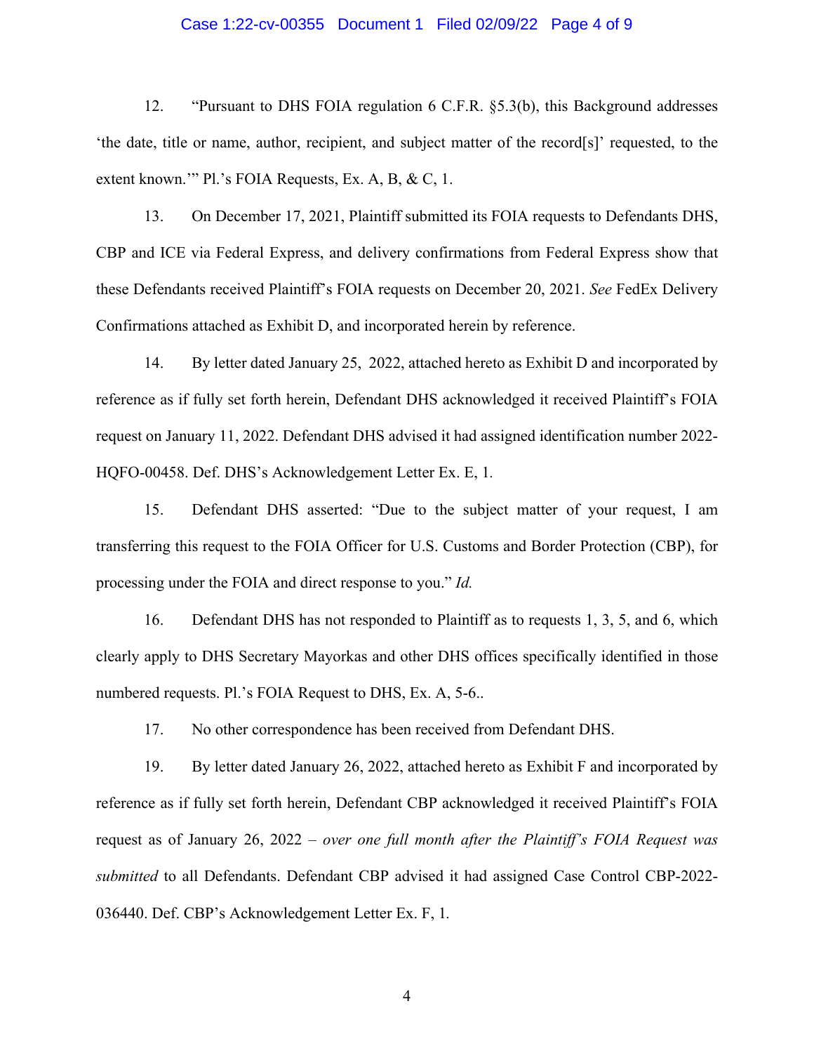12. "Pursuant to DHS FOIA regulation 6 C.F.R. §5.3(b), this Background addresses 'the date, title or name, author, recipient, and subject matter of the record[s]' requested, to the extent known.'" Pl.'s FOIA Requests, Ex. A, B, & C, 1.

13. On December 17, 2021, Plaintiff submitted its FOIA requests to Defendants DHS, CBP and ICE via Federal Express, and delivery confirmations from Federal Express show that these Defendants received Plaintiff's FOIA requests on December 20, 2021. *See* FedEx Delivery Confirmations attached as Exhibit D, and incorporated herein by reference.

14. By letter dated January 25, 2022, attached hereto as Exhibit D and incorporated by reference as if fully set forth herein, Defendant DHS acknowledged it received Plaintiff's FOIA request on January 11, 2022. Defendant DHS advised it had assigned identification number 2022-HQFO-00458. Def. DHS's Acknowledgement Letter Ex. E, 1.

15. Defendant DHS asserted: "Due to the subject matter of your request, I am transferring this request to the FOIA Officer for U.S. Customs and Border Protection (CBP), for processing under the FOIA and direct response to you." *Id.*

16. Defendant DHS has not responded to Plaintiff as to requests 1, 3, 5, and 6, which clearly apply to DHS Secretary Mayorkas and other DHS offices specifically identified in those numbered requests. Pl.'s FOIA Request to DHS, Ex. A, 5-6..

17. No other correspondence has been received from Defendant DHS.

19. By letter dated January 26, 2022, attached hereto as Exhibit F and incorporated by reference as if fully set forth herein, Defendant CBP acknowledged it received Plaintiff's FOIA request as of January 26, 2022 – *over one full month after the Plaintiff's FOIA Request was submitted* to all Defendants. Defendant CBP advised it had assigned Case Control CBP-2022-036440. Def. CBP's Acknowledgement Letter Ex. F, 1.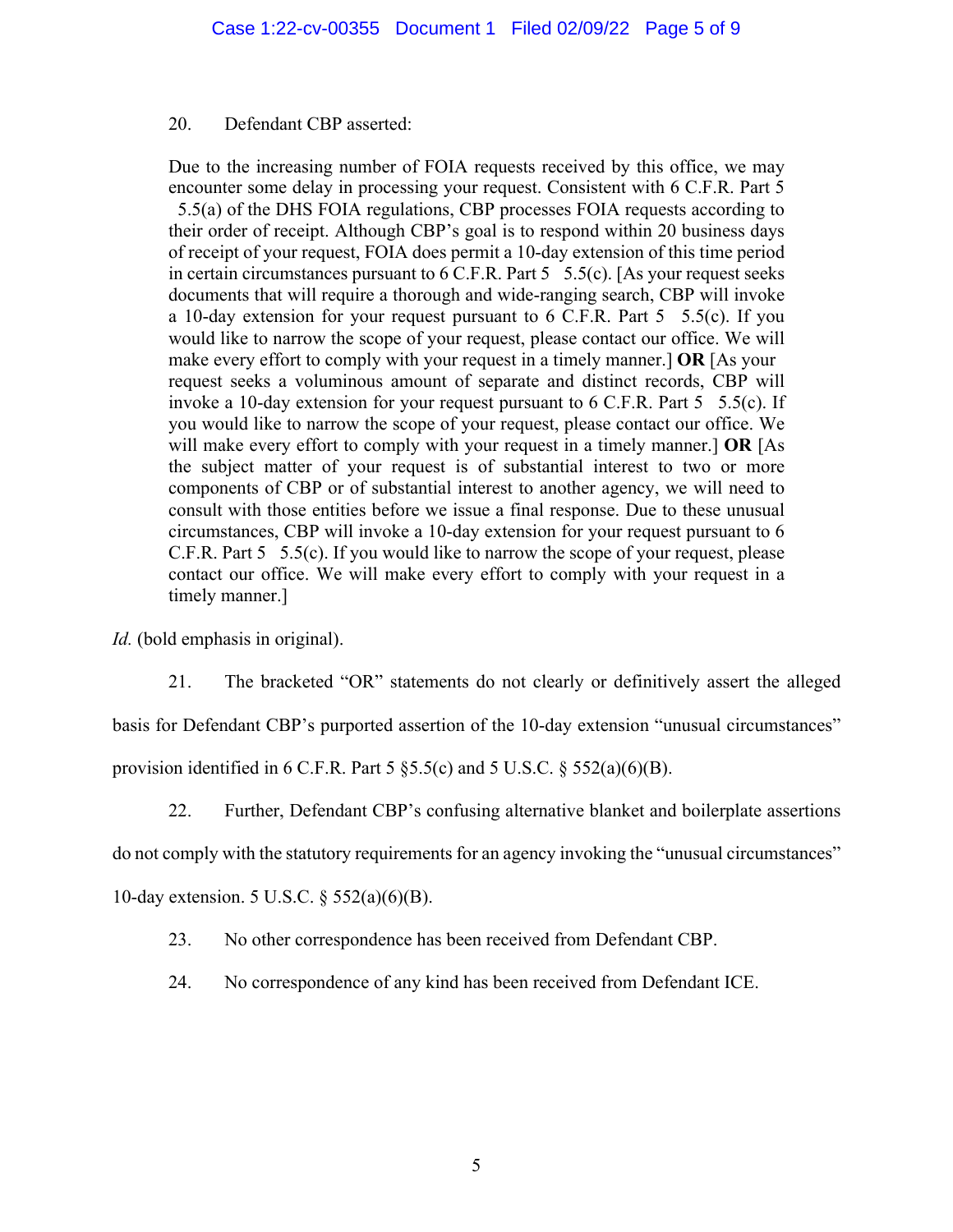20. Defendant CBP asserted:

> Due to the increasing number of FOIA requests received by this office, we may encounter some delay in processing your request. Consistent with 6 C.F.R. Part 5 5.5(a) of the DHS FOIA regulations, CBP processes FOIA requests according to their order of receipt. Although CBP's goal is to respond within 20 business days of receipt of your request, FOIA does permit a 10-day extension of this time period in certain circumstances pursuant to 6 C.F.R. Part 5 5.5(c). [As your request seeks documents that will require a thorough and wide-ranging search, CBP will invoke a 10-day extension for your request pursuant to 6 C.F.R. Part 5 5.5(c). If you would like to narrow the scope of your request, please contact our office. We will make every effort to comply with your request in a timely manner.] **OR** [As your request seeks a voluminous amount of separate and distinct records, CBP will invoke a 10-day extension for your request pursuant to 6 C.F.R. Part 5 5.5(c). If you would like to narrow the scope of your request, please contact our office. We will make every effort to comply with your request in a timely manner.] **OR** [As the subject matter of your request is of substantial interest to two or more components of CBP or of substantial interest to another agency, we will need to consult with those entities before we issue a final response. Due to these unusual circumstances, CBP will invoke a 10-day extension for your request pursuant to 6 C.F.R. Part 5 5.5(c). If you would like to narrow the scope of your request, please contact our office. We will make every effort to comply with your request in a timely manner.]

*Id.* (bold emphasis in original).

21. The bracketed "OR" statements do not clearly or definitively assert the alleged basis for Defendant CBP's purported assertion of the 10-day extension "unusual circumstances" provision identified in 6 C.F.R. Part 5 §5.5(c) and 5 U.S.C. § 552(a)(6)(B).

22. Further, Defendant CBP's confusing alternative blanket and boilerplate assertions do not comply with the statutory requirements for an agency invoking the "unusual circumstances" 10-day extension. 5 U.S.C. § 552(a)(6)(B).

23. No other correspondence has been received from Defendant CBP.

24. No correspondence of any kind has been received from Defendant ICE.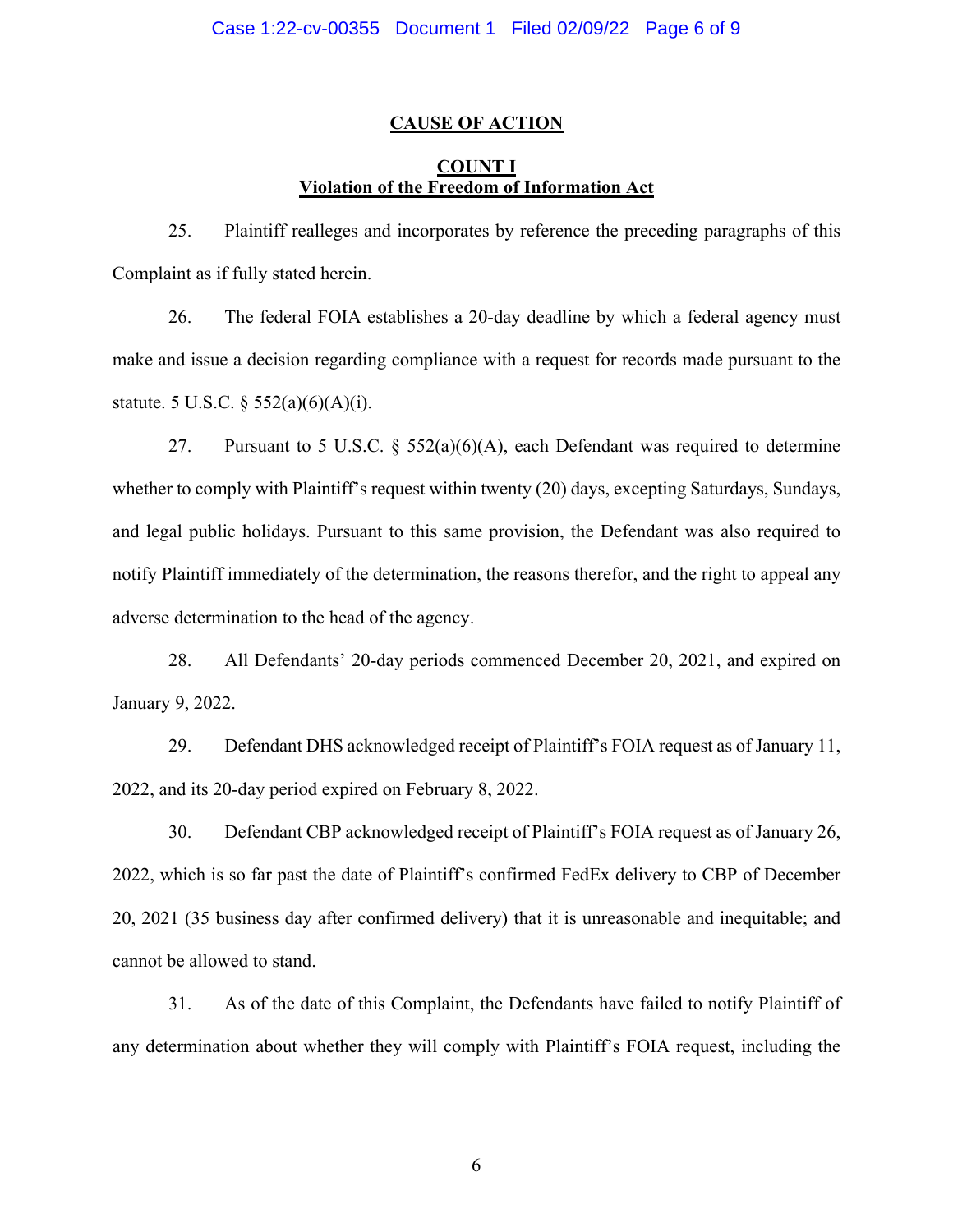## CAUSE OF ACTION

### COUNT I
### Violation of the Freedom of Information Act

25. Plaintiff realleges and incorporates by reference the preceding paragraphs of this Complaint as if fully stated herein.

26. The federal FOIA establishes a 20-day deadline by which a federal agency must make and issue a decision regarding compliance with a request for records made pursuant to the statute. 5 U.S.C. § 552(a)(6)(A)(i).

27. Pursuant to 5 U.S.C. § 552(a)(6)(A), each Defendant was required to determine whether to comply with Plaintiff's request within twenty (20) days, excepting Saturdays, Sundays, and legal public holidays. Pursuant to this same provision, the Defendant was also required to notify Plaintiff immediately of the determination, the reasons therefor, and the right to appeal any adverse determination to the head of the agency.

28. All Defendants' 20-day periods commenced December 20, 2021, and expired on January 9, 2022.

29. Defendant DHS acknowledged receipt of Plaintiff's FOIA request as of January 11, 2022, and its 20-day period expired on February 8, 2022.

30. Defendant CBP acknowledged receipt of Plaintiff's FOIA request as of January 26, 2022, which is so far past the date of Plaintiff's confirmed FedEx delivery to CBP of December 20, 2021 (35 business day after confirmed delivery) that it is unreasonable and inequitable; and cannot be allowed to stand.

31. As of the date of this Complaint, the Defendants have failed to notify Plaintiff of any determination about whether they will comply with Plaintiff's FOIA request, including the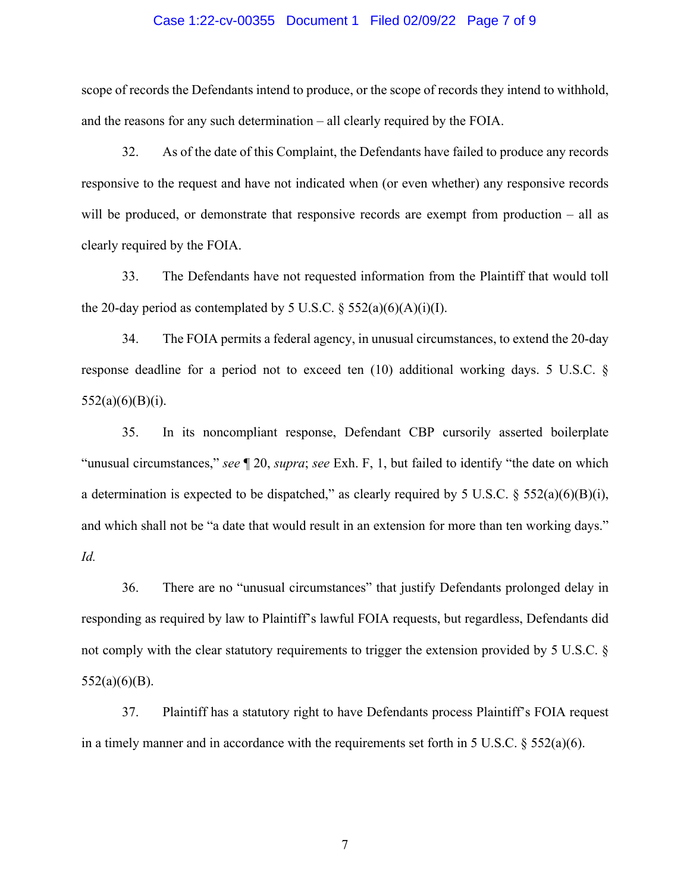scope of records the Defendants intend to produce, or the scope of records they intend to withhold, and the reasons for any such determination – all clearly required by the FOIA.

32. As of the date of this Complaint, the Defendants have failed to produce any records responsive to the request and have not indicated when (or even whether) any responsive records will be produced, or demonstrate that responsive records are exempt from production – all as clearly required by the FOIA.

33. The Defendants have not requested information from the Plaintiff that would toll the 20-day period as contemplated by 5 U.S.C. § 552(a)(6)(A)(i)(I).

34. The FOIA permits a federal agency, in unusual circumstances, to extend the 20-day response deadline for a period not to exceed ten (10) additional working days. 5 U.S.C. § 552(a)(6)(B)(i).

35. In its noncompliant response, Defendant CBP cursorily asserted boilerplate "unusual circumstances," *see* ¶ 20, *supra*; *see* Exh. F, 1, but failed to identify "the date on which a determination is expected to be dispatched," as clearly required by 5 U.S.C. § 552(a)(6)(B)(i), and which shall not be "a date that would result in an extension for more than ten working days." *Id.*

36. There are no "unusual circumstances" that justify Defendants prolonged delay in responding as required by law to Plaintiff's lawful FOIA requests, but regardless, Defendants did not comply with the clear statutory requirements to trigger the extension provided by 5 U.S.C. § 552(a)(6)(B).

37. Plaintiff has a statutory right to have Defendants process Plaintiff's FOIA request in a timely manner and in accordance with the requirements set forth in 5 U.S.C. § 552(a)(6).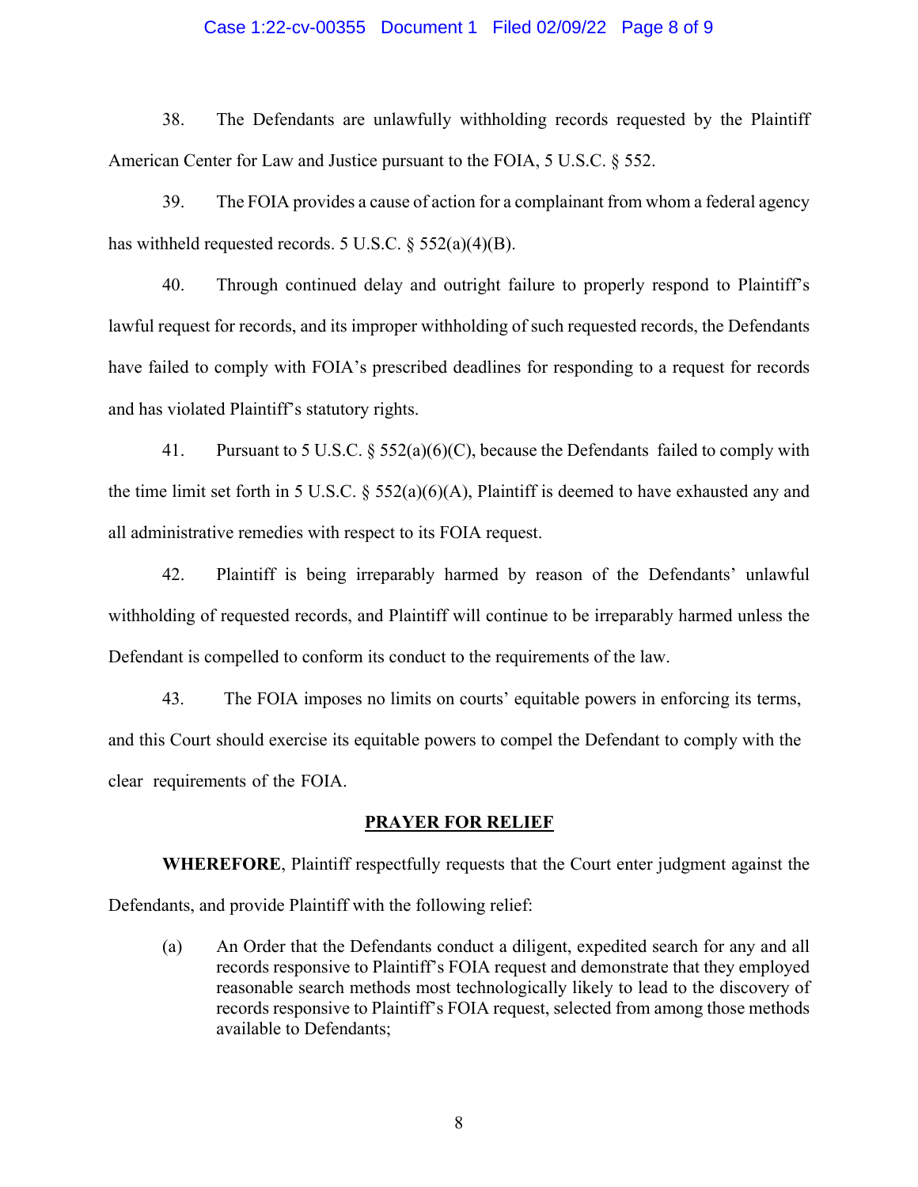38. The Defendants are unlawfully withholding records requested by the Plaintiff American Center for Law and Justice pursuant to the FOIA, 5 U.S.C. § 552.

39. The FOIA provides a cause of action for a complainant from whom a federal agency has withheld requested records. 5 U.S.C. § 552(a)(4)(B).

40. Through continued delay and outright failure to properly respond to Plaintiff's lawful request for records, and its improper withholding of such requested records, the Defendants have failed to comply with FOIA's prescribed deadlines for responding to a request for records and has violated Plaintiff's statutory rights.

41. Pursuant to 5 U.S.C. § 552(a)(6)(C), because the Defendants failed to comply with the time limit set forth in 5 U.S.C. § 552(a)(6)(A), Plaintiff is deemed to have exhausted any and all administrative remedies with respect to its FOIA request.

42. Plaintiff is being irreparably harmed by reason of the Defendants' unlawful withholding of requested records, and Plaintiff will continue to be irreparably harmed unless the Defendant is compelled to conform its conduct to the requirements of the law.

43. The FOIA imposes no limits on courts' equitable powers in enforcing its terms, and this Court should exercise its equitable powers to compel the Defendant to comply with the clear requirements of the FOIA.

**PRAYER FOR RELIEF**

**WHEREFORE**, Plaintiff respectfully requests that the Court enter judgment against the Defendants, and provide Plaintiff with the following relief:

(a) An Order that the Defendants conduct a diligent, expedited search for any and all records responsive to Plaintiff's FOIA request and demonstrate that they employed reasonable search methods most technologically likely to lead to the discovery of records responsive to Plaintiff's FOIA request, selected from among those methods available to Defendants;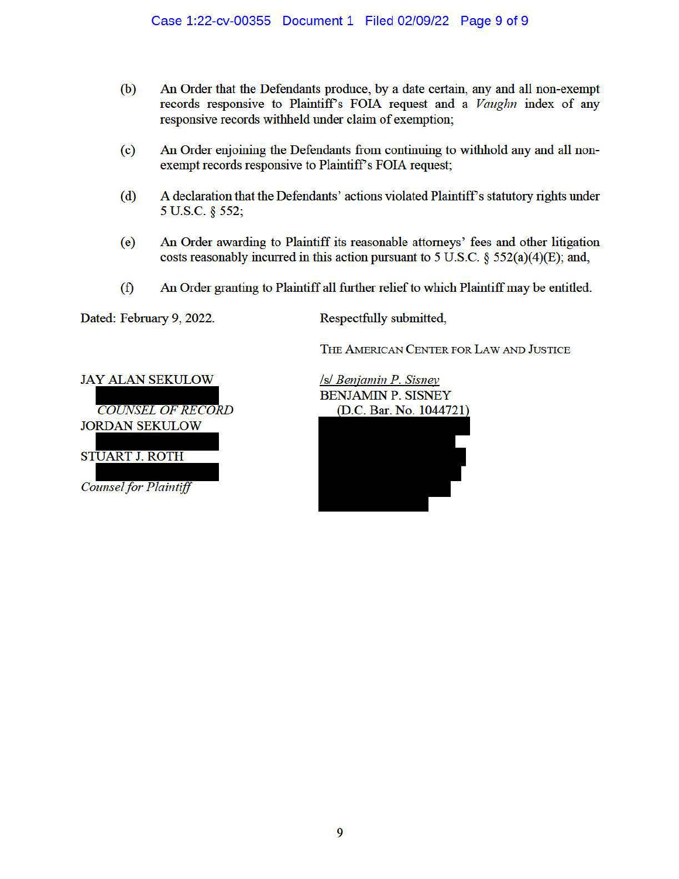(b) An Order that the Defendants produce, by a date certain, any and all non-exempt records responsive to Plaintiff's FOIA request and a *Vaughn* index of any responsive records withheld under claim of exemption;

(c) An Order enjoining the Defendants from continuing to withhold any and all non-exempt records responsive to Plaintiff's FOIA request;

(d) A declaration that the Defendants' actions violated Plaintiff's statutory rights under 5 U.S.C. § 552;

(e) An Order awarding to Plaintiff its reasonable attorneys' fees and other litigation costs reasonably incurred in this action pursuant to 5 U.S.C. § 552(a)(4)(E); and,

(f) An Order granting to Plaintiff all further relief to which Plaintiff may be entitled.

Dated: February 9, 2022.

Respectfully submitted,

THE AMERICAN CENTER FOR LAW AND JUSTICE

/s/ *Benjamin P. Sisney*
BENJAMIN P. SISNEY
(D.C. Bar. No. 1044721)

JAY ALAN SEKULOW
*COUNSEL OF RECORD*
JORDAN SEKULOW
STUART J. ROTH
*Counsel for Plaintiff*